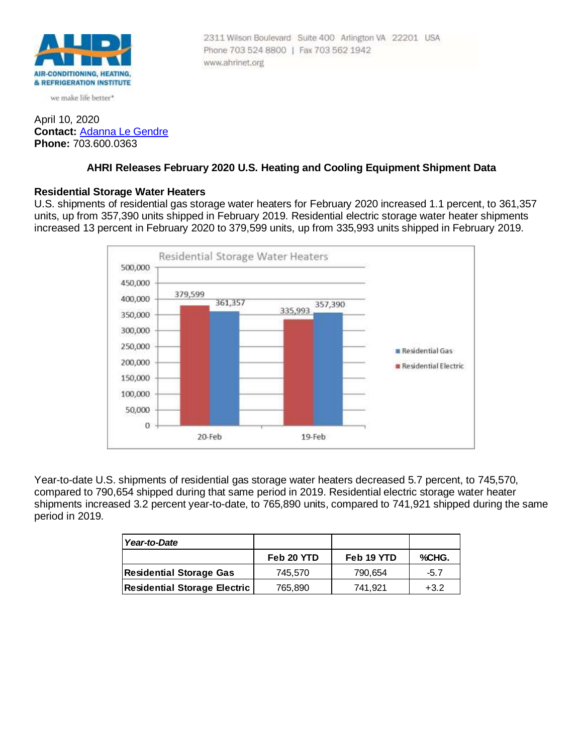AHRI
AIR-CONDITIONING, HEATING, & REFRIGERATION INSTITUTE

we make life better®

2311 Wilson Boulevard Suite 400 Arlington VA 22201 USA
Phone 703 524 8800 | Fax 703 562 1942
www.ahrinet.org

April 10, 2020
**Contact:** [Adanna Le Gendre]
**Phone:** 703.600.0363

**AHRI Releases February 2020 U.S. Heating and Cooling Equipment Shipment Data**

**Residential Storage Water Heaters**

U.S. shipments of residential gas storage water heaters for February 2020 increased 1.1 percent, to 361,357 units, up from 357,390 units shipped in February 2019. Residential electric storage water heater shipments increased 13 percent in February 2020 to 379,599 units, up from 335,993 units shipped in February 2019.

Residential Storage Water Heaters

| | Residential Electric | Residential Gas |
|---|---|---|
| 20-Feb | 379,599 | 361,357 |
| 19-Feb | 335,993 | 357,390 |

Year-to-date U.S. shipments of residential gas storage water heaters decreased 5.7 percent, to 745,570, compared to 790,654 shipped during that same period in 2019. Residential electric storage water heater shipments increased 3.2 percent year-to-date, to 765,890 units, compared to 741,921 shipped during the same period in 2019.

| *Year-to-Date* | | | |
|---|---|---|---|
| | **Feb 20 YTD** | **Feb 19 YTD** | **%CHG.** |
| **Residential Storage Gas** | 745,570 | 790,654 | -5.7 |
| **Residential Storage Electric** | 765,890 | 741,921 | +3.2 |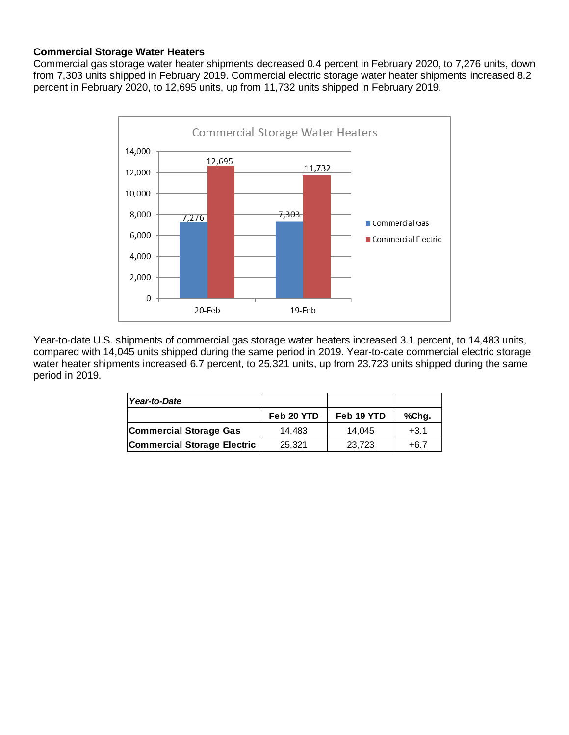**Commercial Storage Water Heaters**

Commercial gas storage water heater shipments decreased 0.4 percent in February 2020, to 7,276 units, down from 7,303 units shipped in February 2019. Commercial electric storage water heater shipments increased 8.2 percent in February 2020, to 12,695 units, up from 11,732 units shipped in February 2019.

Year-to-date U.S. shipments of commercial gas storage water heaters increased 3.1 percent, to 14,483 units, compared with 14,045 units shipped during the same period in 2019. Year-to-date commercial electric storage water heater shipments increased 6.7 percent, to 25,321 units, up from 23,723 units shipped during the same period in 2019.

| *Year-to-Date* | | | |
|---|---|---|---|
| | **Feb 20 YTD** | **Feb 19 YTD** | **%Chg.** |
| **Commercial Storage Gas** | 14,483 | 14,045 | +3.1 |
| **Commercial Storage Electric** | 25,321 | 23,723 | +6.7 |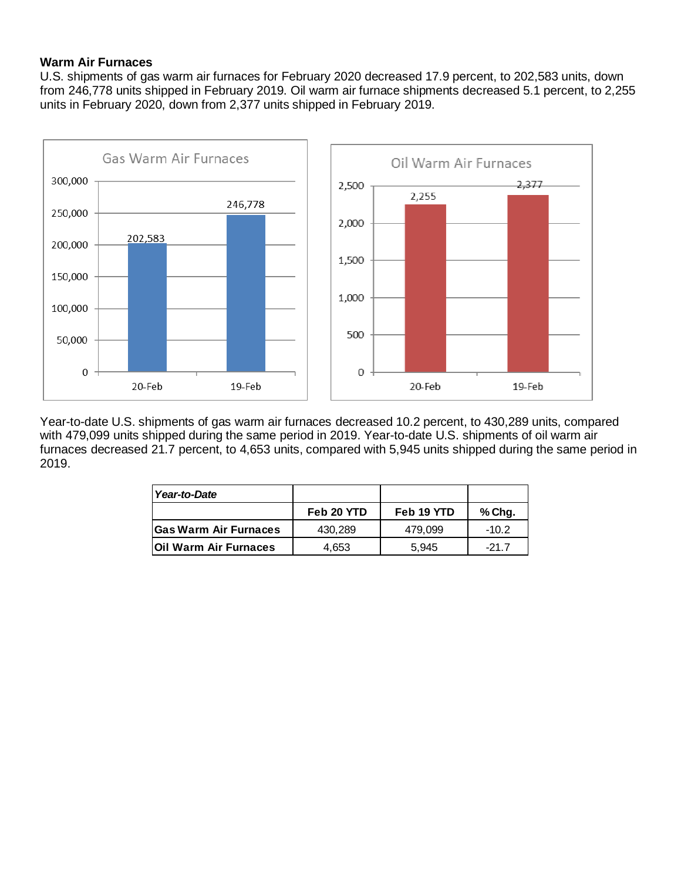### Warm Air Furnaces

U.S. shipments of gas warm air furnaces for February 2020 decreased 17.9 percent, to 202,583 units, down from 246,778 units shipped in February 2019. Oil warm air furnace shipments decreased 5.1 percent, to 2,255 units in February 2020, down from 2,377 units shipped in February 2019.

Gas Warm Air Furnaces

| | 20-Feb | 19-Feb |
|---|---|---|
| Gas Warm Air Furnaces | 202,583 | 246,778 |

Oil Warm Air Furnaces

| | 20-Feb | 19-Feb |
|---|---|---|
| Oil Warm Air Furnaces | 2,255 | 2,377 |

Year-to-date U.S. shipments of gas warm air furnaces decreased 10.2 percent, to 430,289 units, compared with 479,099 units shipped during the same period in 2019. Year-to-date U.S. shipments of oil warm air furnaces decreased 21.7 percent, to 4,653 units, compared with 5,945 units shipped during the same period in 2019.

| *Year-to-Date* | | | |
|---|---|---|---|
| | **Feb 20 YTD** | **Feb 19 YTD** | **% Chg.** |
| **Gas Warm Air Furnaces** | 430,289 | 479,099 | -10.2 |
| **Oil Warm Air Furnaces** | 4,653 | 5,945 | -21.7 |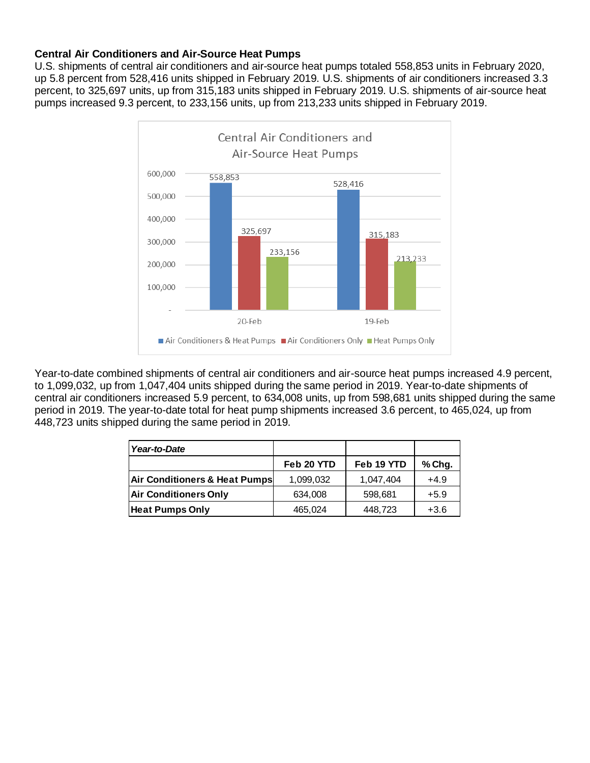**Central Air Conditioners and Air-Source Heat Pumps**

U.S. shipments of central air conditioners and air-source heat pumps totaled 558,853 units in February 2020, up 5.8 percent from 528,416 units shipped in February 2019. U.S. shipments of air conditioners increased 3.3 percent, to 325,697 units, up from 315,183 units shipped in February 2019. U.S. shipments of air-source heat pumps increased 9.3 percent, to 233,156 units, up from 213,233 units shipped in February 2019.

Central Air Conditioners and Air-Source Heat Pumps

| | Air Conditioners & Heat Pumps | Air Conditioners Only | Heat Pumps Only |
|---|---|---|---|
| 20-Feb | 558,853 | 325,697 | 233,156 |
| 19-Feb | 528,416 | 315,183 | 213,233 |

Year-to-date combined shipments of central air conditioners and air-source heat pumps increased 4.9 percent, to 1,099,032, up from 1,047,404 units shipped during the same period in 2019. Year-to-date shipments of central air conditioners increased 5.9 percent, to 634,008 units, up from 598,681 units shipped during the same period in 2019. The year-to-date total for heat pump shipments increased 3.6 percent, to 465,024, up from 448,723 units shipped during the same period in 2019.

| ***Year-to-Date*** | | | |
|---|---|---|---|
| | **Feb 20 YTD** | **Feb 19 YTD** | **% Chg.** |
| **Air Conditioners & Heat Pumps** | 1,099,032 | 1,047,404 | +4.9 |
| **Air Conditioners Only** | 634,008 | 598,681 | +5.9 |
| **Heat Pumps Only** | 465,024 | 448,723 | +3.6 |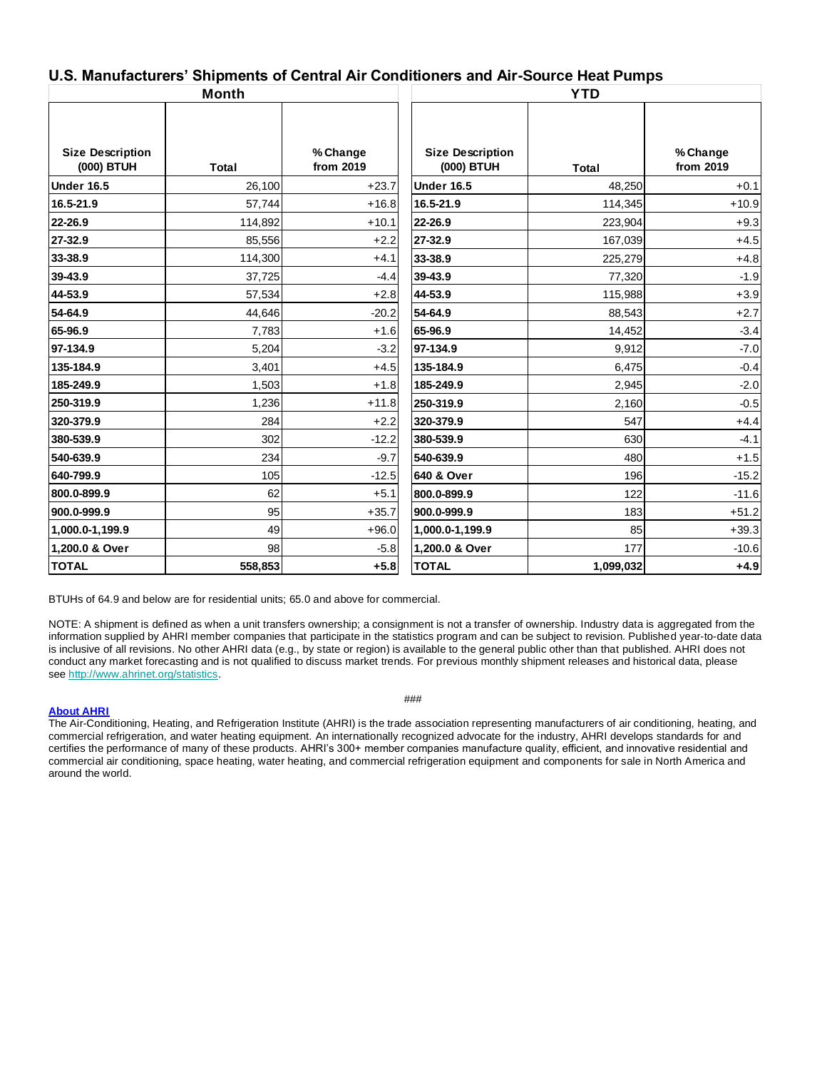## U.S. Manufacturers' Shipments of Central Air Conditioners and Air-Source Heat Pumps

| Month | | | YTD | | |
|---|---|---|---|---|---|
| **Size Description (000) BTUH** | **Total** | **% Change from 2019** | **Size Description (000) BTUH** | **Total** | **% Change from 2019** |
| **Under 16.5** | 26,100 | +23.7 | **Under 16.5** | 48,250 | +0.1 |
| **16.5-21.9** | 57,744 | +16.8 | **16.5-21.9** | 114,345 | +10.9 |
| **22-26.9** | 114,892 | +10.1 | **22-26.9** | 223,904 | +9.3 |
| **27-32.9** | 85,556 | +2.2 | **27-32.9** | 167,039 | +4.5 |
| **33-38.9** | 114,300 | +4.1 | **33-38.9** | 225,279 | +4.8 |
| **39-43.9** | 37,725 | -4.4 | **39-43.9** | 77,320 | -1.9 |
| **44-53.9** | 57,534 | +2.8 | **44-53.9** | 115,988 | +3.9 |
| **54-64.9** | 44,646 | -20.2 | **54-64.9** | 88,543 | +2.7 |
| **65-96.9** | 7,783 | +1.6 | **65-96.9** | 14,452 | -3.4 |
| **97-134.9** | 5,204 | -3.2 | **97-134.9** | 9,912 | -7.0 |
| **135-184.9** | 3,401 | +4.5 | **135-184.9** | 6,475 | -0.4 |
| **185-249.9** | 1,503 | +1.8 | **185-249.9** | 2,945 | -2.0 |
| **250-319.9** | 1,236 | +11.8 | **250-319.9** | 2,160 | -0.5 |
| **320-379.9** | 284 | +2.2 | **320-379.9** | 547 | +4.4 |
| **380-539.9** | 302 | -12.2 | **380-539.9** | 630 | -4.1 |
| **540-639.9** | 234 | -9.7 | **540-639.9** | 480 | +1.5 |
| **640-799.9** | 105 | -12.5 | **640 & Over** | 196 | -15.2 |
| **800.0-899.9** | 62 | +5.1 | **800.0-899.9** | 122 | -11.6 |
| **900.0-999.9** | 95 | +35.7 | **900.0-999.9** | 183 | +51.2 |
| **1,000.0-1,199.9** | 49 | +96.0 | **1,000.0-1,199.9** | 85 | +39.3 |
| **1,200.0 & Over** | 98 | -5.8 | **1,200.0 & Over** | 177 | -10.6 |
| **TOTAL** | **558,853** | **+5.8** | **TOTAL** | **1,099,032** | **+4.9** |

BTUHs of 64.9 and below are for residential units; 65.0 and above for commercial.

NOTE: A shipment is defined as when a unit transfers ownership; a consignment is not a transfer of ownership. Industry data is aggregated from the information supplied by AHRI member companies that participate in the statistics program and can be subject to revision. Published year-to-date data is inclusive of all revisions. No other AHRI data (e.g., by state or region) is available to the general public other than that published. AHRI does not conduct any market forecasting and is not qualified to discuss market trends. For previous monthly shipment releases and historical data, please see http://www.ahrinet.org/statistics.

###

**About AHRI**

The Air-Conditioning, Heating, and Refrigeration Institute (AHRI) is the trade association representing manufacturers of air conditioning, heating, and commercial refrigeration, and water heating equipment. An internationally recognized advocate for the industry, AHRI develops standards for and certifies the performance of many of these products. AHRI's 300+ member companies manufacture quality, efficient, and innovative residential and commercial air conditioning, space heating, water heating, and commercial refrigeration equipment and components for sale in North America and around the world.